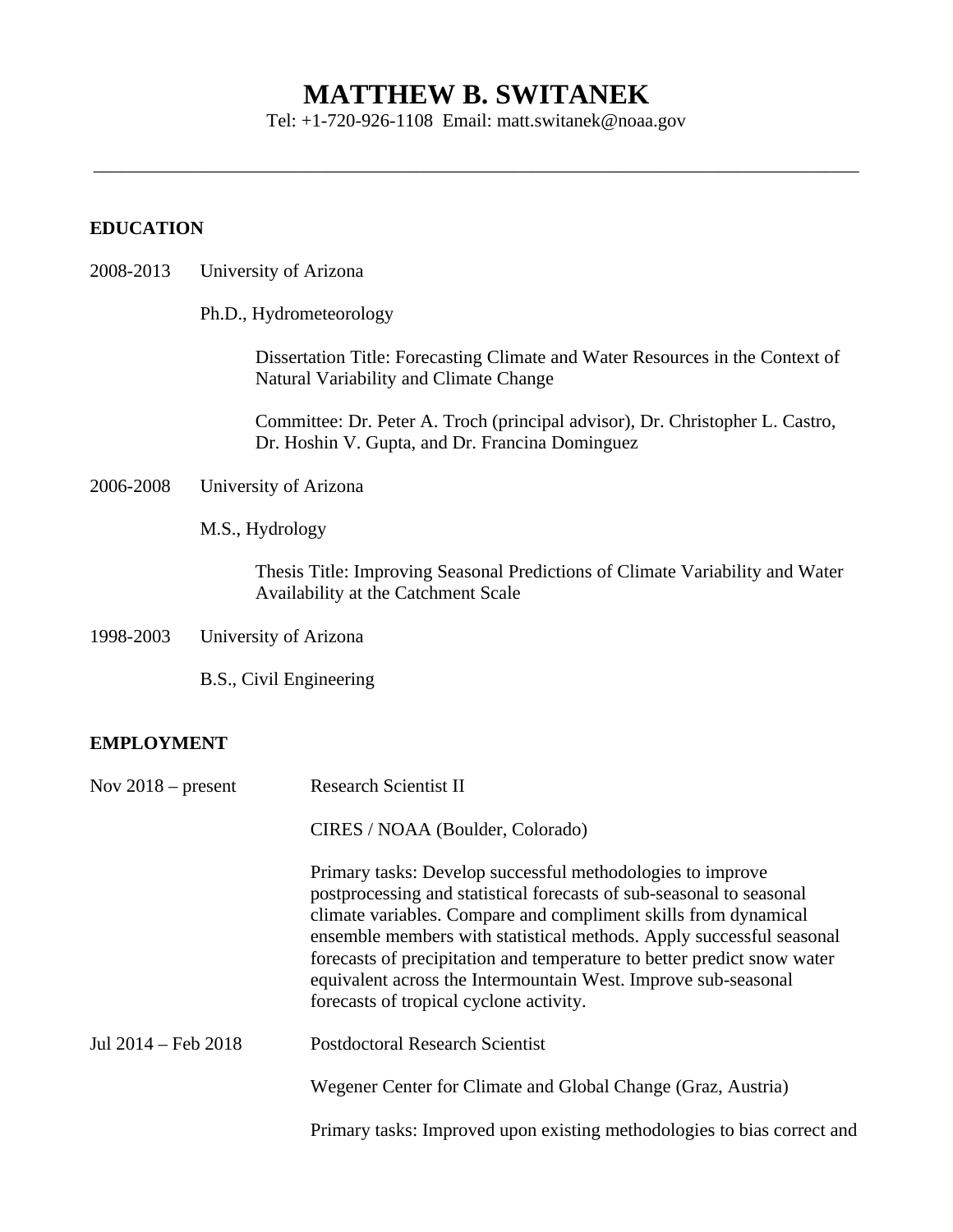# MATTHEW B. SWITANEK

Tel: +1-720-926-1108 Email: matt.switanek@noaa.gov

---

## EDUCATION

2008-2013 University of Arizona

Ph.D., Hydrometeorology

Dissertation Title: Forecasting Climate and Water Resources in the Context of Natural Variability and Climate Change

Committee: Dr. Peter A. Troch (principal advisor), Dr. Christopher L. Castro, Dr. Hoshin V. Gupta, and Dr. Francina Dominguez

2006-2008 University of Arizona

M.S., Hydrology

Thesis Title: Improving Seasonal Predictions of Climate Variability and Water Availability at the Catchment Scale

1998-2003 University of Arizona

B.S., Civil Engineering

## EMPLOYMENT

Nov 2018 – present Research Scientist II

CIRES / NOAA (Boulder, Colorado)

Primary tasks: Develop successful methodologies to improve postprocessing and statistical forecasts of sub-seasonal to seasonal climate variables. Compare and compliment skills from dynamical ensemble members with statistical methods. Apply successful seasonal forecasts of precipitation and temperature to better predict snow water equivalent across the Intermountain West. Improve sub-seasonal forecasts of tropical cyclone activity.

Jul 2014 – Feb 2018 Postdoctoral Research Scientist

Wegener Center for Climate and Global Change (Graz, Austria)

Primary tasks: Improved upon existing methodologies to bias correct and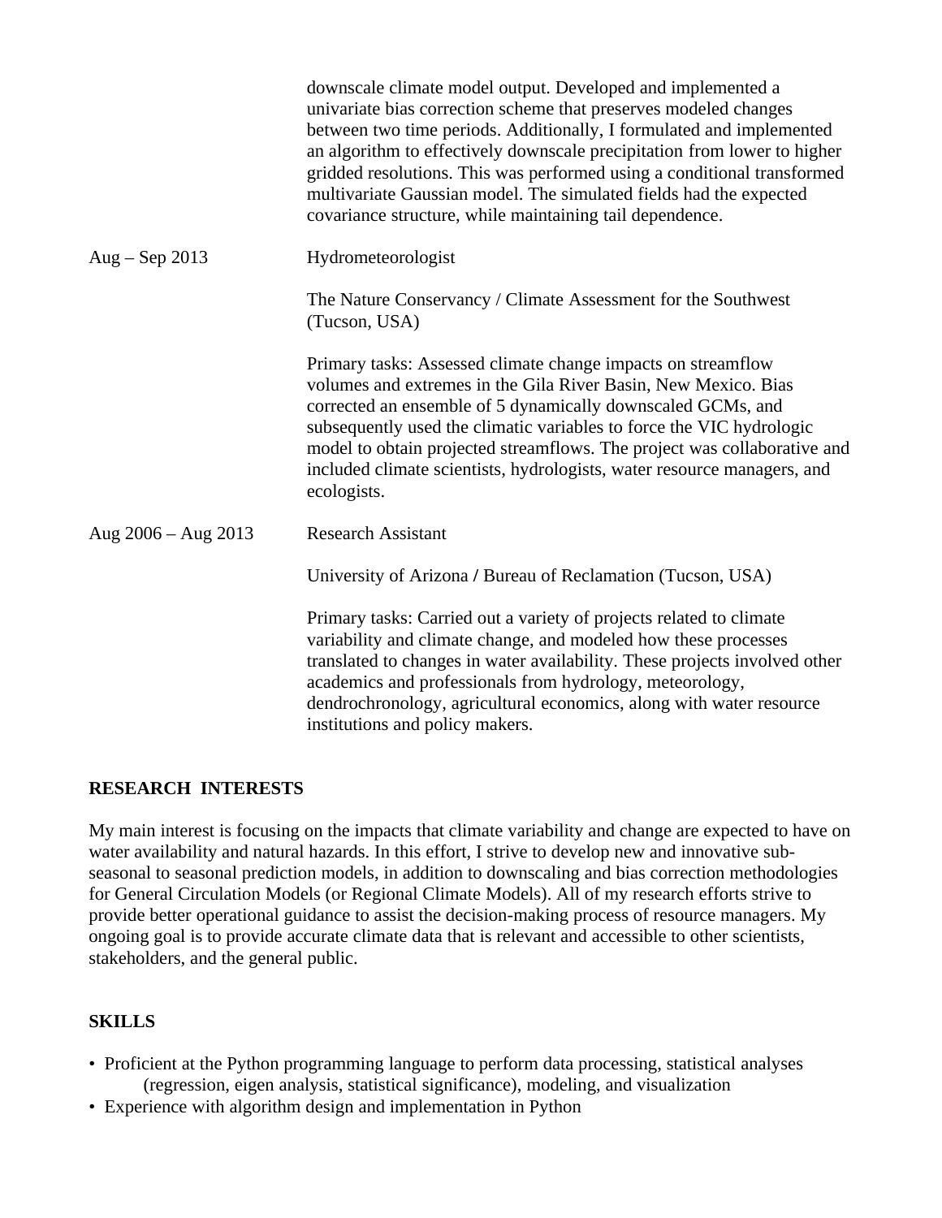downscale climate model output. Developed and implemented a univariate bias correction scheme that preserves modeled changes between two time periods. Additionally, I formulated and implemented an algorithm to effectively downscale precipitation from lower to higher gridded resolutions. This was performed using a conditional transformed multivariate Gaussian model. The simulated fields had the expected covariance structure, while maintaining tail dependence.

Aug – Sep 2013 Hydrometeorologist

The Nature Conservancy / Climate Assessment for the Southwest (Tucson, USA)

Primary tasks: Assessed climate change impacts on streamflow volumes and extremes in the Gila River Basin, New Mexico. Bias corrected an ensemble of 5 dynamically downscaled GCMs, and subsequently used the climatic variables to force the VIC hydrologic model to obtain projected streamflows. The project was collaborative and included climate scientists, hydrologists, water resource managers, and ecologists.

Aug 2006 – Aug 2013 Research Assistant

University of Arizona / Bureau of Reclamation (Tucson, USA)

Primary tasks: Carried out a variety of projects related to climate variability and climate change, and modeled how these processes translated to changes in water availability. These projects involved other academics and professionals from hydrology, meteorology, dendrochronology, agricultural economics, along with water resource institutions and policy makers.

## RESEARCH INTERESTS

My main interest is focusing on the impacts that climate variability and change are expected to have on water availability and natural hazards. In this effort, I strive to develop new and innovative sub-seasonal to seasonal prediction models, in addition to downscaling and bias correction methodologies for General Circulation Models (or Regional Climate Models). All of my research efforts strive to provide better operational guidance to assist the decision-making process of resource managers. My ongoing goal is to provide accurate climate data that is relevant and accessible to other scientists, stakeholders, and the general public.

## SKILLS

- Proficient at the Python programming language to perform data processing, statistical analyses (regression, eigen analysis, statistical significance), modeling, and visualization
- Experience with algorithm design and implementation in Python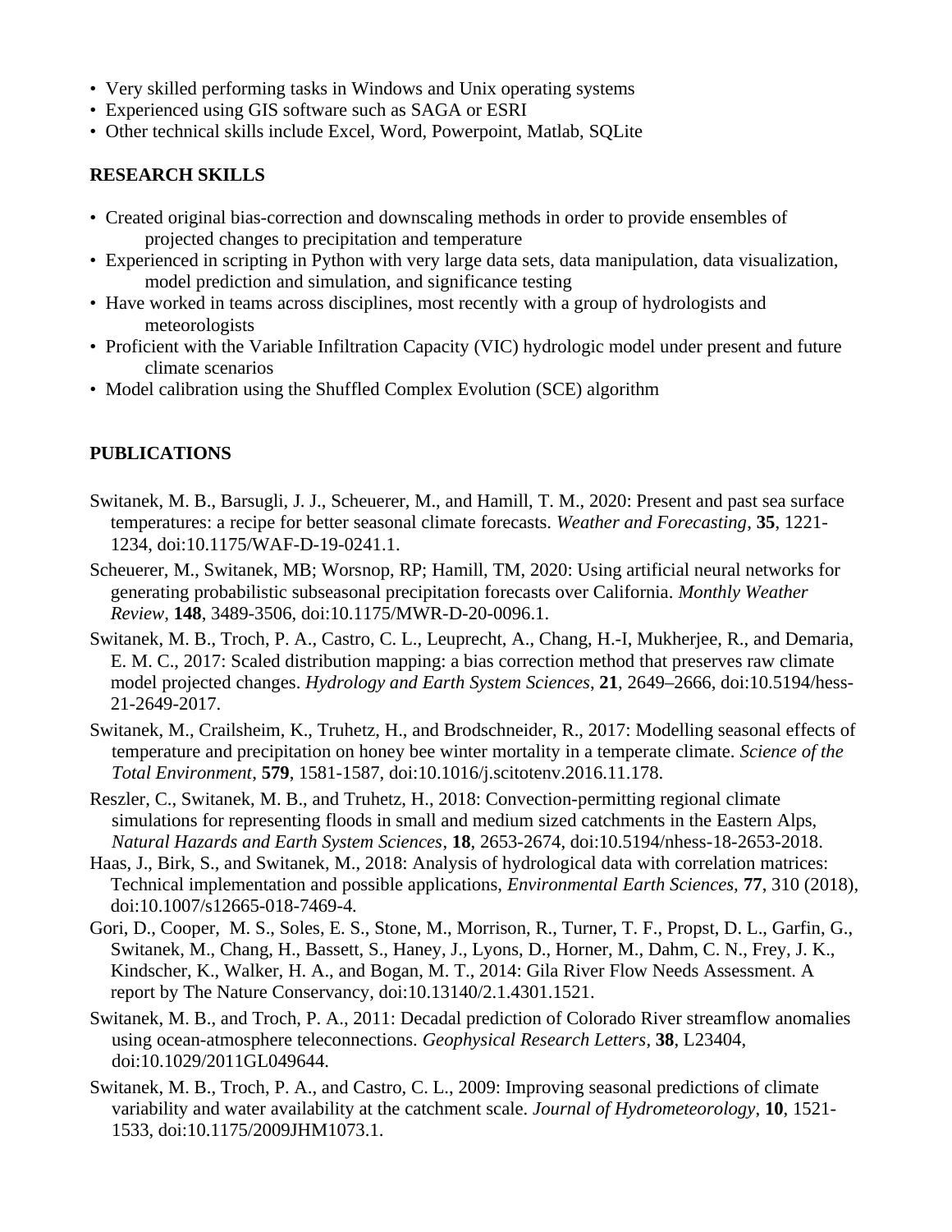- Very skilled performing tasks in Windows and Unix operating systems
- Experienced using GIS software such as SAGA or ESRI
- Other technical skills include Excel, Word, Powerpoint, Matlab, SQLite

## RESEARCH SKILLS

- Created original bias-correction and downscaling methods in order to provide ensembles of projected changes to precipitation and temperature
- Experienced in scripting in Python with very large data sets, data manipulation, data visualization, model prediction and simulation, and significance testing
- Have worked in teams across disciplines, most recently with a group of hydrologists and meteorologists
- Proficient with the Variable Infiltration Capacity (VIC) hydrologic model under present and future climate scenarios
- Model calibration using the Shuffled Complex Evolution (SCE) algorithm

## PUBLICATIONS

Switanek, M. B., Barsugli, J. J., Scheuerer, M., and Hamill, T. M., 2020: Present and past sea surface temperatures: a recipe for better seasonal climate forecasts. *Weather and Forecasting*, **35**, 1221-1234, doi:10.1175/WAF-D-19-0241.1.

Scheuerer, M., Switanek, MB; Worsnop, RP; Hamill, TM, 2020: Using artificial neural networks for generating probabilistic subseasonal precipitation forecasts over California. *Monthly Weather Review*, **148**, 3489-3506, doi:10.1175/MWR-D-20-0096.1.

Switanek, M. B., Troch, P. A., Castro, C. L., Leuprecht, A., Chang, H.-I, Mukherjee, R., and Demaria, E. M. C., 2017: Scaled distribution mapping: a bias correction method that preserves raw climate model projected changes. *Hydrology and Earth System Sciences*, **21**, 2649–2666, doi:10.5194/hess-21-2649-2017.

Switanek, M., Crailsheim, K., Truhetz, H., and Brodschneider, R., 2017: Modelling seasonal effects of temperature and precipitation on honey bee winter mortality in a temperate climate. *Science of the Total Environment*, **579**, 1581-1587, doi:10.1016/j.scitotenv.2016.11.178.

Reszler, C., Switanek, M. B., and Truhetz, H., 2018: Convection-permitting regional climate simulations for representing floods in small and medium sized catchments in the Eastern Alps, *Natural Hazards and Earth System Sciences*, **18**, 2653-2674, doi:10.5194/nhess-18-2653-2018.

Haas, J., Birk, S., and Switanek, M., 2018: Analysis of hydrological data with correlation matrices: Technical implementation and possible applications, *Environmental Earth Sciences*, **77**, 310 (2018), doi:10.1007/s12665-018-7469-4.

Gori, D., Cooper, M. S., Soles, E. S., Stone, M., Morrison, R., Turner, T. F., Propst, D. L., Garfin, G., Switanek, M., Chang, H., Bassett, S., Haney, J., Lyons, D., Horner, M., Dahm, C. N., Frey, J. K., Kindscher, K., Walker, H. A., and Bogan, M. T., 2014: Gila River Flow Needs Assessment. A report by The Nature Conservancy, doi:10.13140/2.1.4301.1521.

Switanek, M. B., and Troch, P. A., 2011: Decadal prediction of Colorado River streamflow anomalies using ocean-atmosphere teleconnections. *Geophysical Research Letters*, **38**, L23404, doi:10.1029/2011GL049644.

Switanek, M. B., Troch, P. A., and Castro, C. L., 2009: Improving seasonal predictions of climate variability and water availability at the catchment scale. *Journal of Hydrometeorology*, **10**, 1521-1533, doi:10.1175/2009JHM1073.1.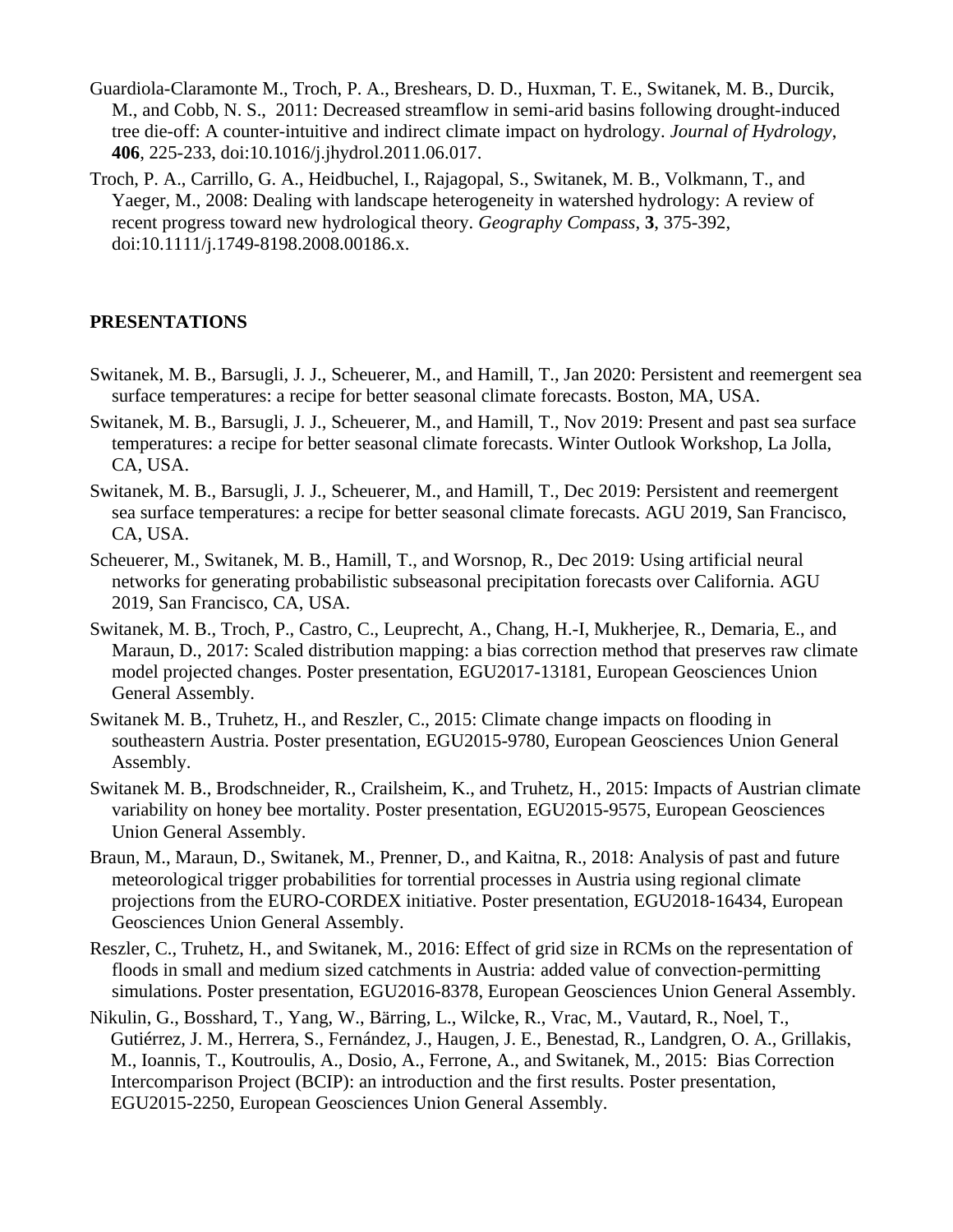Guardiola-Claramonte M., Troch, P. A., Breshears, D. D., Huxman, T. E., Switanek, M. B., Durcik, M., and Cobb, N. S., 2011: Decreased streamflow in semi-arid basins following drought-induced tree die-off: A counter-intuitive and indirect climate impact on hydrology. *Journal of Hydrology*, **406**, 225-233, doi:10.1016/j.jhydrol.2011.06.017.

Troch, P. A., Carrillo, G. A., Heidbuchel, I., Rajagopal, S., Switanek, M. B., Volkmann, T., and Yaeger, M., 2008: Dealing with landscape heterogeneity in watershed hydrology: A review of recent progress toward new hydrological theory. *Geography Compass*, **3**, 375-392, doi:10.1111/j.1749-8198.2008.00186.x.

## PRESENTATIONS

Switanek, M. B., Barsugli, J. J., Scheuerer, M., and Hamill, T., Jan 2020: Persistent and reemergent sea surface temperatures: a recipe for better seasonal climate forecasts. Boston, MA, USA.

Switanek, M. B., Barsugli, J. J., Scheuerer, M., and Hamill, T., Nov 2019: Present and past sea surface temperatures: a recipe for better seasonal climate forecasts. Winter Outlook Workshop, La Jolla, CA, USA.

Switanek, M. B., Barsugli, J. J., Scheuerer, M., and Hamill, T., Dec 2019: Persistent and reemergent sea surface temperatures: a recipe for better seasonal climate forecasts. AGU 2019, San Francisco, CA, USA.

Scheuerer, M., Switanek, M. B., Hamill, T., and Worsnop, R., Dec 2019: Using artificial neural networks for generating probabilistic subseasonal precipitation forecasts over California. AGU 2019, San Francisco, CA, USA.

Switanek, M. B., Troch, P., Castro, C., Leuprecht, A., Chang, H.-I, Mukherjee, R., Demaria, E., and Maraun, D., 2017: Scaled distribution mapping: a bias correction method that preserves raw climate model projected changes. Poster presentation, EGU2017-13181, European Geosciences Union General Assembly.

Switanek M. B., Truhetz, H., and Reszler, C., 2015: Climate change impacts on flooding in southeastern Austria. Poster presentation, EGU2015-9780, European Geosciences Union General Assembly.

Switanek M. B., Brodschneider, R., Crailsheim, K., and Truhetz, H., 2015: Impacts of Austrian climate variability on honey bee mortality. Poster presentation, EGU2015-9575, European Geosciences Union General Assembly.

Braun, M., Maraun, D., Switanek, M., Prenner, D., and Kaitna, R., 2018: Analysis of past and future meteorological trigger probabilities for torrential processes in Austria using regional climate projections from the EURO-CORDEX initiative. Poster presentation, EGU2018-16434, European Geosciences Union General Assembly.

Reszler, C., Truhetz, H., and Switanek, M., 2016: Effect of grid size in RCMs on the representation of floods in small and medium sized catchments in Austria: added value of convection-permitting simulations. Poster presentation, EGU2016-8378, European Geosciences Union General Assembly.

Nikulin, G., Bosshard, T., Yang, W., Bärring, L., Wilcke, R., Vrac, M., Vautard, R., Noel, T., Gutiérrez, J. M., Herrera, S., Fernández, J., Haugen, J. E., Benestad, R., Landgren, O. A., Grillakis, M., Ioannis, T., Koutroulis, A., Dosio, A., Ferrone, A., and Switanek, M., 2015: Bias Correction Intercomparison Project (BCIP): an introduction and the first results. Poster presentation, EGU2015-2250, European Geosciences Union General Assembly.